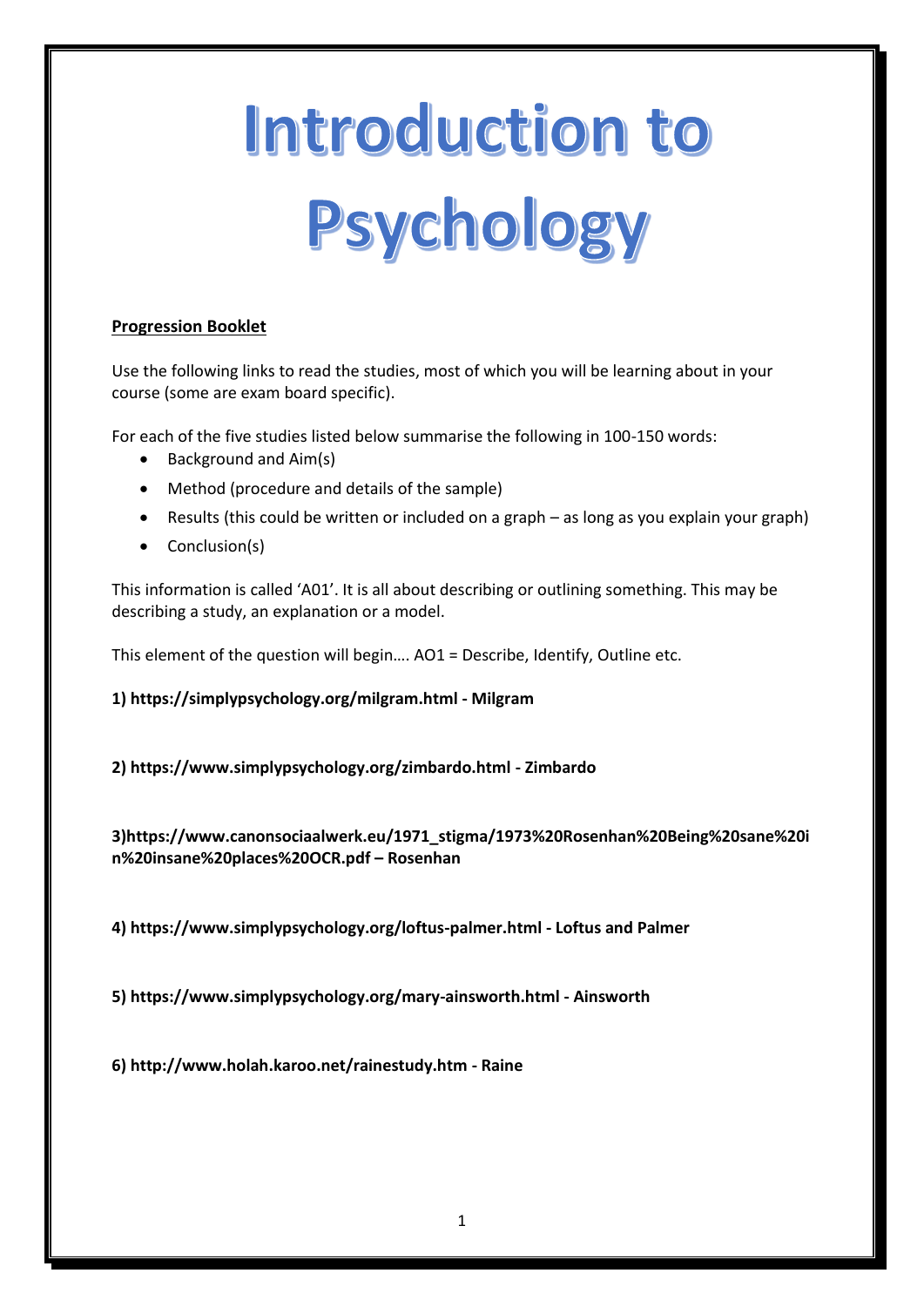# Introduction to Psychology

**Progression Booklet**

Use the following links to read the studies, most of which you will be learning about in your course (some are exam board specific).

For each of the five studies listed below summarise the following in 100-150 words:

- Background and Aim(s)
- Method (procedure and details of the sample)
- Results (this could be written or included on a graph – as long as you explain your graph)
- Conclusion(s)

This information is called 'A01'. It is all about describing or outlining something. This may be describing a study, an explanation or a model.

This element of the question will begin…. AO1 = Describe, Identify, Outline etc.

**1) https://simplypsychology.org/milgram.html - Milgram**

**2) https://www.simplypsychology.org/zimbardo.html - Zimbardo**

**3)https://www.canonsociaalwerk.eu/1971_stigma/1973%20Rosenhan%20Being%20sane%20in%20insane%20places%20OCR.pdf – Rosenhan**

**4) https://www.simplypsychology.org/loftus-palmer.html - Loftus and Palmer**

**5) https://www.simplypsychology.org/mary-ainsworth.html - Ainsworth**

**6) http://www.holah.karoo.net/rainestudy.htm - Raine**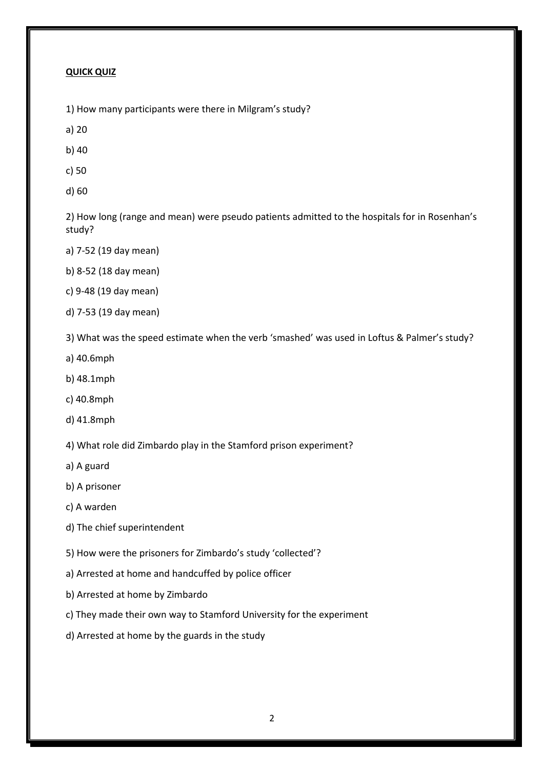**QUICK QUIZ**

1) How many participants were there in Milgram's study?

a) 20

b) 40

c) 50

d) 60

2) How long (range and mean) were pseudo patients admitted to the hospitals for in Rosenhan's study?

a) 7-52 (19 day mean)

b) 8-52 (18 day mean)

c) 9-48 (19 day mean)

d) 7-53 (19 day mean)

3) What was the speed estimate when the verb 'smashed' was used in Loftus & Palmer's study?

a) 40.6mph

b) 48.1mph

c) 40.8mph

d) 41.8mph

4) What role did Zimbardo play in the Stamford prison experiment?

a) A guard

b) A prisoner

c) A warden

d) The chief superintendent

5) How were the prisoners for Zimbardo's study 'collected'?

a) Arrested at home and handcuffed by police officer

b) Arrested at home by Zimbardo

c) They made their own way to Stamford University for the experiment

d) Arrested at home by the guards in the study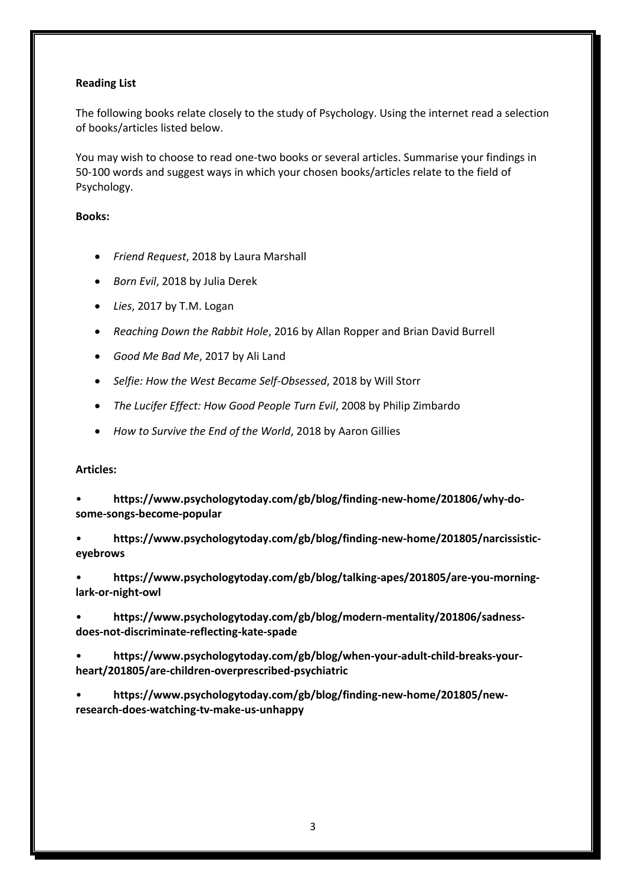**Reading List**

The following books relate closely to the study of Psychology. Using the internet read a selection of books/articles listed below.

You may wish to choose to read one-two books or several articles. Summarise your findings in 50-100 words and suggest ways in which your chosen books/articles relate to the field of Psychology.

**Books:**

- *Friend Request*, 2018 by Laura Marshall
- *Born Evil*, 2018 by Julia Derek
- *Lies*, 2017 by T.M. Logan
- *Reaching Down the Rabbit Hole*, 2016 by Allan Ropper and Brian David Burrell
- *Good Me Bad Me*, 2017 by Ali Land
- *Selfie: How the West Became Self-Obsessed*, 2018 by Will Storr
- *The Lucifer Effect: How Good People Turn Evil*, 2008 by Philip Zimbardo
- *How to Survive the End of the World*, 2018 by Aaron Gillies

**Articles:**

- **https://www.psychologytoday.com/gb/blog/finding-new-home/201806/why-do-some-songs-become-popular**
- **https://www.psychologytoday.com/gb/blog/finding-new-home/201805/narcissistic-eyebrows**
- **https://www.psychologytoday.com/gb/blog/talking-apes/201805/are-you-morning-lark-or-night-owl**
- **https://www.psychologytoday.com/gb/blog/modern-mentality/201806/sadness-does-not-discriminate-reflecting-kate-spade**
- **https://www.psychologytoday.com/gb/blog/when-your-adult-child-breaks-your-heart/201805/are-children-overprescribed-psychiatric**
- **https://www.psychologytoday.com/gb/blog/finding-new-home/201805/new-research-does-watching-tv-make-us-unhappy**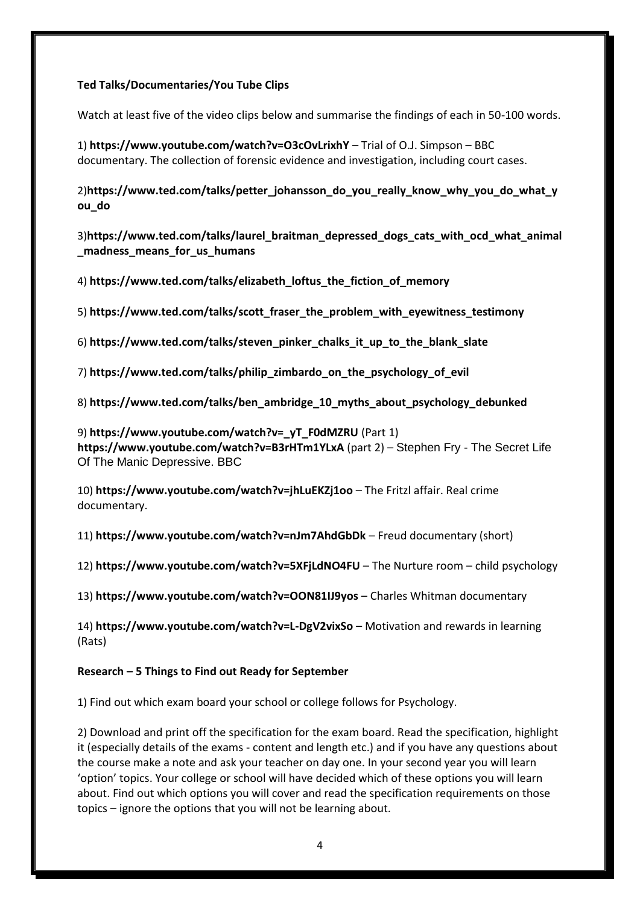**Ted Talks/Documentaries/You Tube Clips**

Watch at least five of the video clips below and summarise the findings of each in 50-100 words.

1) **https://www.youtube.com/watch?v=O3cOvLrixhY** – Trial of O.J. Simpson – BBC documentary. The collection of forensic evidence and investigation, including court cases.

2)**https://www.ted.com/talks/petter_johansson_do_you_really_know_why_you_do_what_you_do**

3)**https://www.ted.com/talks/laurel_braitman_depressed_dogs_cats_with_ocd_what_animal_madness_means_for_us_humans**

4) **https://www.ted.com/talks/elizabeth_loftus_the_fiction_of_memory**

5) **https://www.ted.com/talks/scott_fraser_the_problem_with_eyewitness_testimony**

6) **https://www.ted.com/talks/steven_pinker_chalks_it_up_to_the_blank_slate**

7) **https://www.ted.com/talks/philip_zimbardo_on_the_psychology_of_evil**

8) **https://www.ted.com/talks/ben_ambridge_10_myths_about_psychology_debunked**

9) **https://www.youtube.com/watch?v=_yT_F0dMZRU** (Part 1)
**https://www.youtube.com/watch?v=B3rHTm1YLxA** (part 2) – Stephen Fry - The Secret Life Of The Manic Depressive. BBC

10) **https://www.youtube.com/watch?v=jhLuEKZj1oo** – The Fritzl affair. Real crime documentary.

11) **https://www.youtube.com/watch?v=nJm7AhdGbDk** – Freud documentary (short)

12) **https://www.youtube.com/watch?v=5XFjLdNO4FU** – The Nurture room – child psychology

13) **https://www.youtube.com/watch?v=OON81IJ9yos** – Charles Whitman documentary

14) **https://www.youtube.com/watch?v=L-DgV2vixSo** – Motivation and rewards in learning (Rats)

**Research – 5 Things to Find out Ready for September**

1) Find out which exam board your school or college follows for Psychology.

2) Download and print off the specification for the exam board. Read the specification, highlight it (especially details of the exams - content and length etc.) and if you have any questions about the course make a note and ask your teacher on day one. In your second year you will learn 'option' topics. Your college or school will have decided which of these options you will learn about. Find out which options you will cover and read the specification requirements on those topics – ignore the options that you will not be learning about.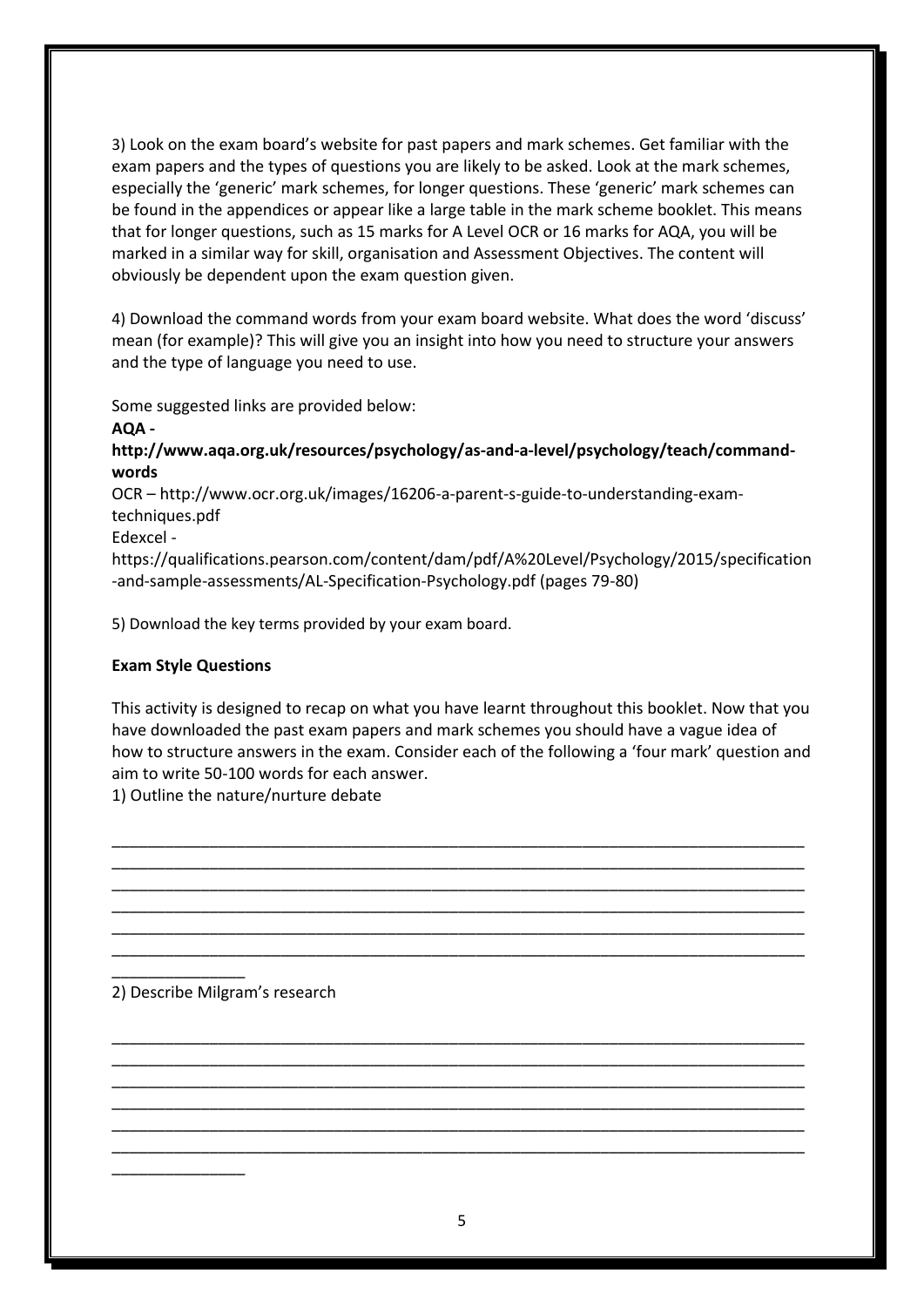3) Look on the exam board's website for past papers and mark schemes. Get familiar with the exam papers and the types of questions you are likely to be asked. Look at the mark schemes, especially the 'generic' mark schemes, for longer questions. These 'generic' mark schemes can be found in the appendices or appear like a large table in the mark scheme booklet. This means that for longer questions, such as 15 marks for A Level OCR or 16 marks for AQA, you will be marked in a similar way for skill, organisation and Assessment Objectives. The content will obviously be dependent upon the exam question given.

4) Download the command words from your exam board website. What does the word 'discuss' mean (for example)? This will give you an insight into how you need to structure your answers and the type of language you need to use.

Some suggested links are provided below:

**AQA - http://www.aqa.org.uk/resources/psychology/as-and-a-level/psychology/teach/command-words**

OCR – http://www.ocr.org.uk/images/16206-a-parent-s-guide-to-understanding-exam-techniques.pdf

Edexcel - https://qualifications.pearson.com/content/dam/pdf/A%20Level/Psychology/2015/specification-and-sample-assessments/AL-Specification-Psychology.pdf (pages 79-80)

5) Download the key terms provided by your exam board.

**Exam Style Questions**

This activity is designed to recap on what you have learnt throughout this booklet. Now that you have downloaded the past exam papers and mark schemes you should have a vague idea of how to structure answers in the exam. Consider each of the following a 'four mark' question and aim to write 50-100 words for each answer.

1) Outline the nature/nurture debate

______________________________________________________________________________
______________________________________________________________________________
______________________________________________________________________________
______________________________________________________________________________
______________________________________________________________________________
______________________________________________________________________________
_______________

2) Describe Milgram's research

______________________________________________________________________________
______________________________________________________________________________
______________________________________________________________________________
______________________________________________________________________________
______________________________________________________________________________
______________________________________________________________________________
_______________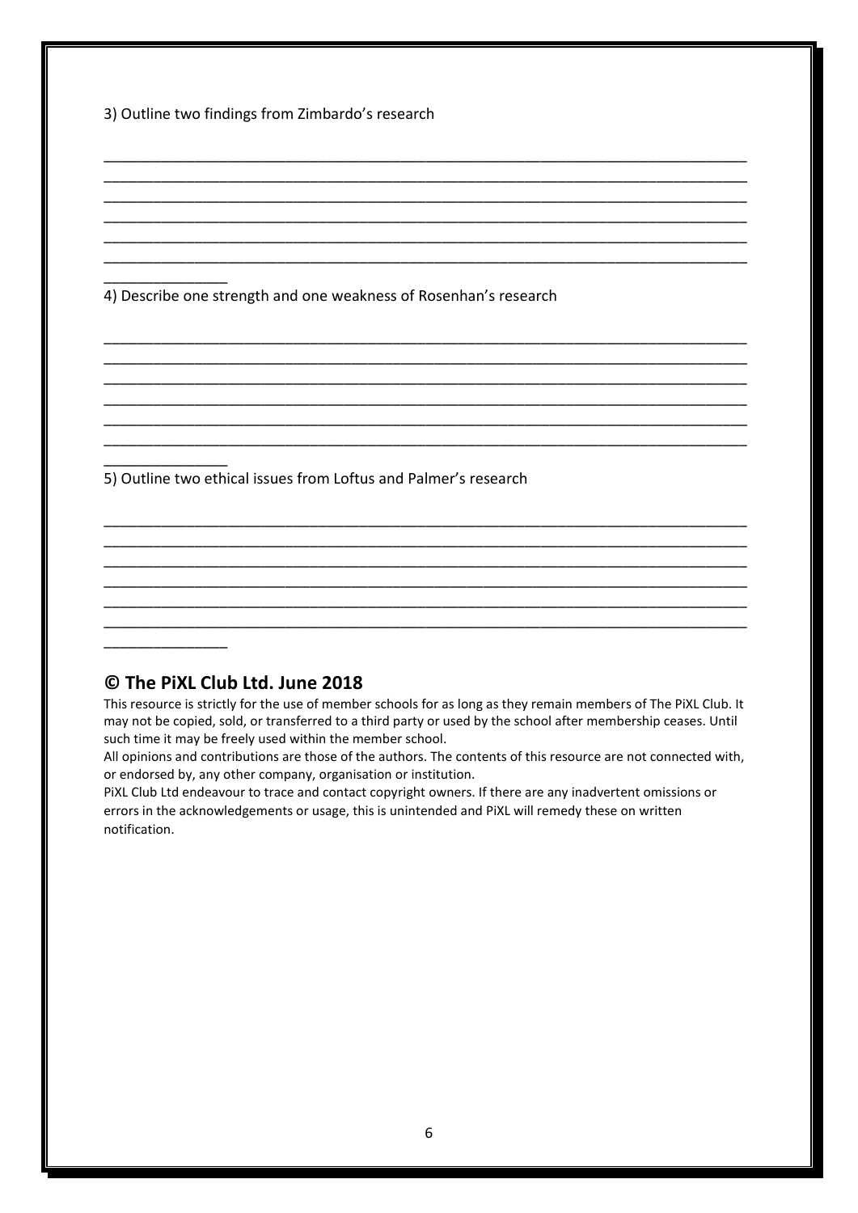3) Outline two findings from Zimbardo's research

______________________________________________________________________________
______________________________________________________________________________
______________________________________________________________________________
______________________________________________________________________________
______________________________________________________________________________
______________________________________________________________________________
_______________

4) Describe one strength and one weakness of Rosenhan's research

______________________________________________________________________________
______________________________________________________________________________
______________________________________________________________________________
______________________________________________________________________________
______________________________________________________________________________
______________________________________________________________________________
_______________

5) Outline two ethical issues from Loftus and Palmer's research

______________________________________________________________________________
______________________________________________________________________________
______________________________________________________________________________
______________________________________________________________________________
______________________________________________________________________________
______________________________________________________________________________
_______________

## © The PiXL Club Ltd. June 2018

This resource is strictly for the use of member schools for as long as they remain members of The PiXL Club. It may not be copied, sold, or transferred to a third party or used by the school after membership ceases. Until such time it may be freely used within the member school.

All opinions and contributions are those of the authors. The contents of this resource are not connected with, or endorsed by, any other company, organisation or institution.

PiXL Club Ltd endeavour to trace and contact copyright owners. If there are any inadvertent omissions or errors in the acknowledgements or usage, this is unintended and PiXL will remedy these on written notification.